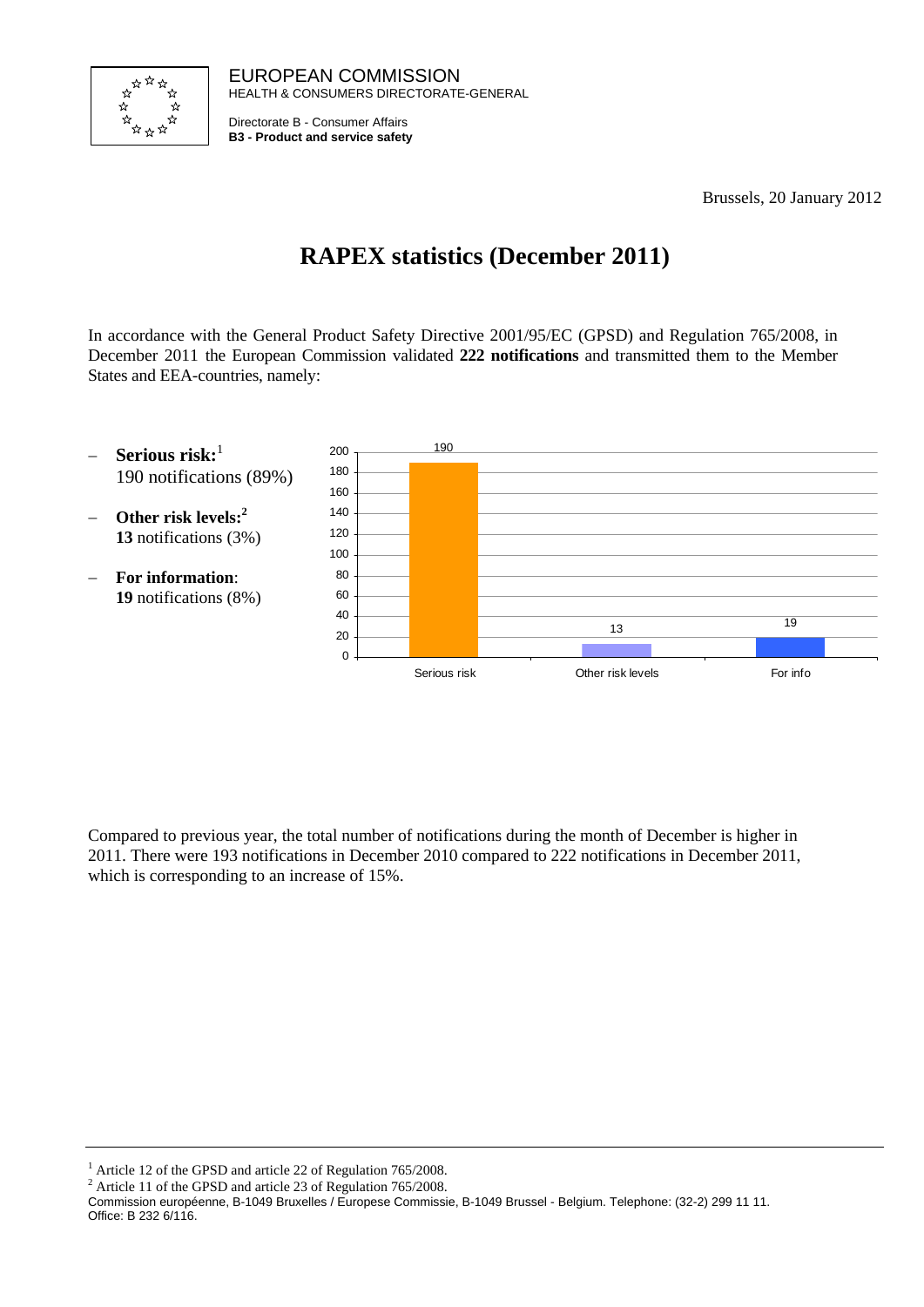EUROPEAN COMMISSION
HEALTH & CONSUMERS DIRECTORATE-GENERAL

Directorate B - Consumer Affairs
**B3 - Product and service safety**

Brussels, 20 January 2012

# RAPEX statistics (December 2011)

In accordance with the General Product Safety Directive 2001/95/EC (GPSD) and Regulation 765/2008, in December 2011 the European Commission validated **222 notifications** and transmitted them to the Member States and EEA-countries, namely:

- **Serious risk:**[1]
  190 notifications (89%)
- **Other risk levels:**[2]
  **13** notifications (3%)
- **For information**:
  **19** notifications (8%)

| Serious risk | Other risk levels | For info |
| --- | --- | --- |
| 190 | 13 | 19 |

Compared to previous year, the total number of notifications during the month of December is higher in 2011. There were 193 notifications in December 2010 compared to 222 notifications in December 2011, which is corresponding to an increase of 15%.

[1] Article 12 of the GPSD and article 22 of Regulation 765/2008.
[2] Article 11 of the GPSD and article 23 of Regulation 765/2008.

Commission européenne, B-1049 Bruxelles / Europese Commissie, B-1049 Brussel - Belgium. Telephone: (32-2) 299 11 11.
Office: B 232 6/116.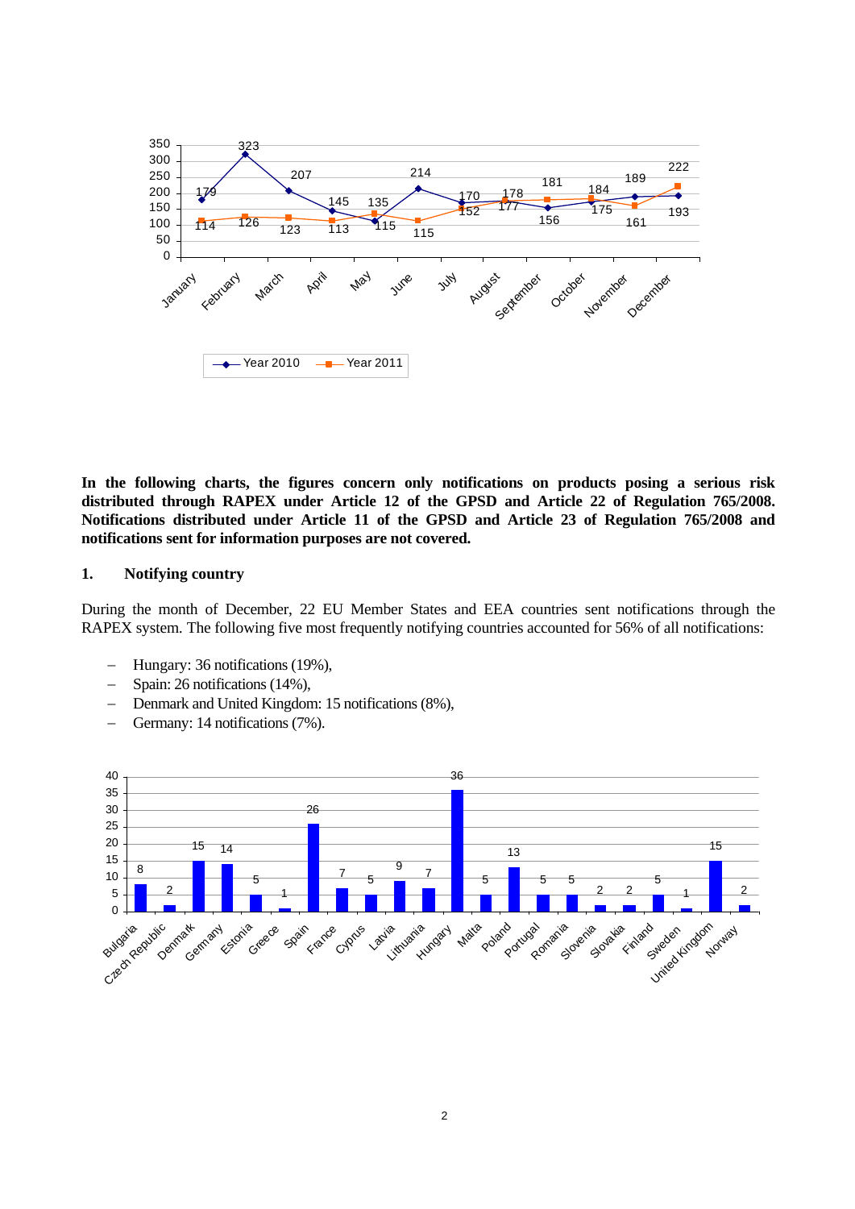| Month | Year 2010 | Year 2011 |
|---|---|---|
| January | 179 | 114 |
| February | 323 | 126 |
| March | 207 | 123 |
| April | 145 | 113 |
| May | 115 | 135 |
| June | 214 | 115 |
| July | 170 | 152 |
| August | 177 | 178 |
| September | 156 | 181 |
| October | 175 | 184 |
| November | 189 | 161 |
| December | 193 | 222 |

**In the following charts, the figures concern only notifications on products posing a serious risk distributed through RAPEX under Article 12 of the GPSD and Article 22 of Regulation 765/2008. Notifications distributed under Article 11 of the GPSD and Article 23 of Regulation 765/2008 and notifications sent for information purposes are not covered.**

## 1. Notifying country

During the month of December, 22 EU Member States and EEA countries sent notifications through the RAPEX system. The following five most frequently notifying countries accounted for 56% of all notifications:

- Hungary: 36 notifications (19%),
- Spain: 26 notifications (14%),
- Denmark and United Kingdom: 15 notifications (8%),
- Germany: 14 notifications (7%).

| Country | Notifications |
|---|---|
| Bulgaria | 8 |
| Czech Republic | 2 |
| Denmark | 15 |
| Germany | 14 |
| Estonia | 5 |
| Greece | 1 |
| Spain | 26 |
| France | 7 |
| Cyprus | 5 |
| Latvia | 9 |
| Lithuania | 7 |
| Hungary | 36 |
| Malta | 5 |
| Poland | 13 |
| Portugal | 5 |
| Romania | 5 |
| Slovenia | 2 |
| Slovakia | 2 |
| Finland | 5 |
| Sweden | 1 |
| United Kingdom | 15 |
| Norway | 2 |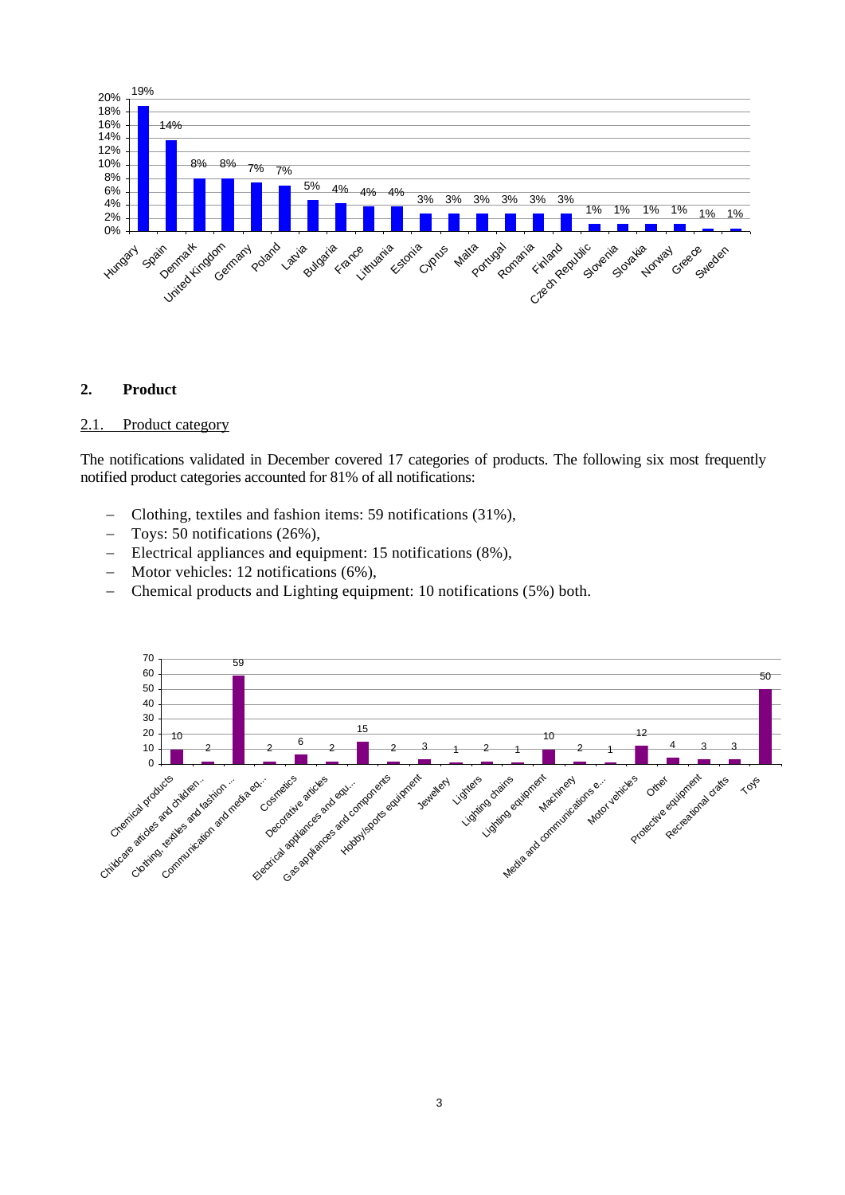| Hungary | Spain | Denmark | United Kingdom | Germany | Poland | Latvia | Bulgaria | France | Lithuania | Estonia | Cyprus | Malta | Portugal | Romania | Finland | Czech Republic | Slovenia | Slovakia | Norway | Greece | Sweden |
|---|---|---|---|---|---|---|---|---|---|---|---|---|---|---|---|---|---|---|---|---|---|
| 19% | 14% | 8% | 8% | 7% | 7% | 5% | 4% | 4% | 4% | 3% | 3% | 3% | 3% | 3% | 3% | 1% | 1% | 1% | 1% | 1% | 1% |

## 2. Product

### 2.1. Product category

The notifications validated in December covered 17 categories of products. The following six most frequently notified product categories accounted for 81% of all notifications:

- Clothing, textiles and fashion items: 59 notifications (31%),
- Toys: 50 notifications (26%),
- Electrical appliances and equipment: 15 notifications (8%),
- Motor vehicles: 12 notifications (6%),
- Chemical products and Lighting equipment: 10 notifications (5%) both.

| Category | Notifications |
|---|---|
| Chemical products | 10 |
| Childcare articles and children... | 2 |
| Clothing, textiles and fashion ... | 59 |
| Communication and media eq... | 2 |
| Cosmetics | 6 |
| Decorative articles | 2 |
| Electrical appliances and equ... | 15 |
| Gas appliances and components | 2 |
| Hobby/sports equipment | 3 |
| Jewellery | 1 |
| Lighters | 2 |
| Lighting chains | 1 |
| Lighting equipment | 10 |
| Machinery | 2 |
| Media and communications e... | 1 |
| Motor vehicles | 12 |
| Other | 4 |
| Protective equipment | 3 |
| Recreational crafts | 3 |
| Toys | 50 |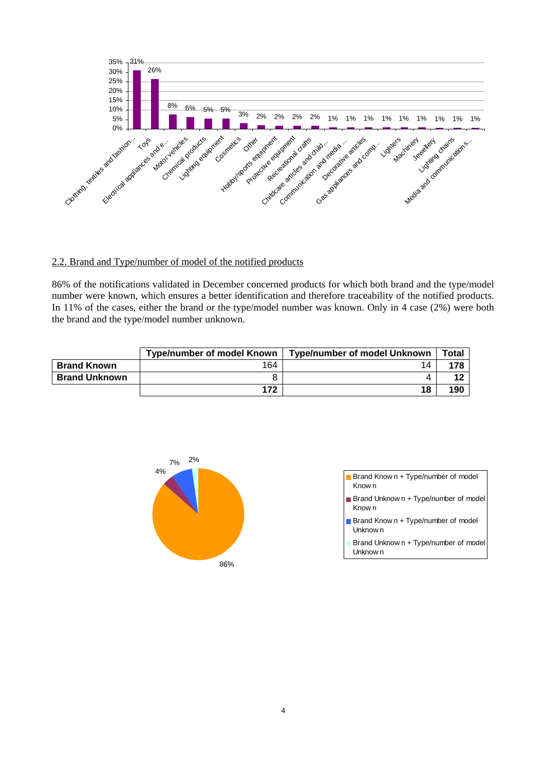## 2.2. Brand and Type/number of model of the notified products

86% of the notifications validated in December concerned products for which both brand and the type/model number were known, which ensures a better identification and therefore traceability of the notified products. In 11% of the cases, either the brand or the type/model number was known. Only in 4 case (2%) were both the brand and the type/model number unknown.

| | Type/number of model Known | Type/number of model Unknown | Total |
|---|---|---|---|
| **Brand Known** | 164 | 14 | **178** |
| **Brand Unknown** | 8 | 4 | **12** |
| | **172** | **18** | **190** |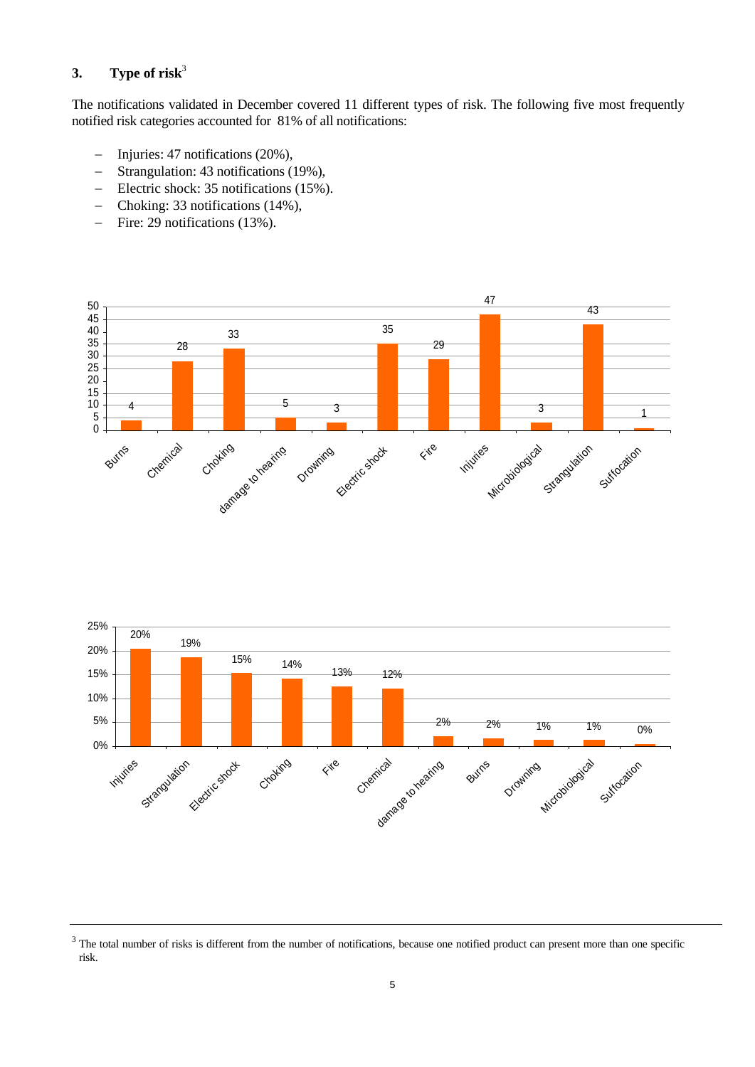## 3. Type of risk[3]

The notifications validated in December covered 11 different types of risk. The following five most frequently notified risk categories accounted for 81% of all notifications:

- Injuries: 47 notifications (20%),
- Strangulation: 43 notifications (19%),
- Electric shock: 35 notifications (15%).
- Choking: 33 notifications (14%),
- Fire: 29 notifications (13%).

| Burns | Chemical | Choking | damage to hearing | Drowning | Electric shock | Fire | Injuries | Microbiological | Strangulation | Suffocation |
|---|---|---|---|---|---|---|---|---|---|---|
| 4 | 28 | 33 | 5 | 3 | 35 | 29 | 47 | 3 | 43 | 1 |

| Injuries | Strangulation | Electric shock | Choking | Fire | Chemical | damage to hearing | Burns | Drowning | Microbiological | Suffocation |
|---|---|---|---|---|---|---|---|---|---|---|
| 20% | 19% | 15% | 14% | 13% | 12% | 2% | 2% | 1% | 1% | 0% |

[3] The total number of risks is different from the number of notifications, because one notified product can present more than one specific risk.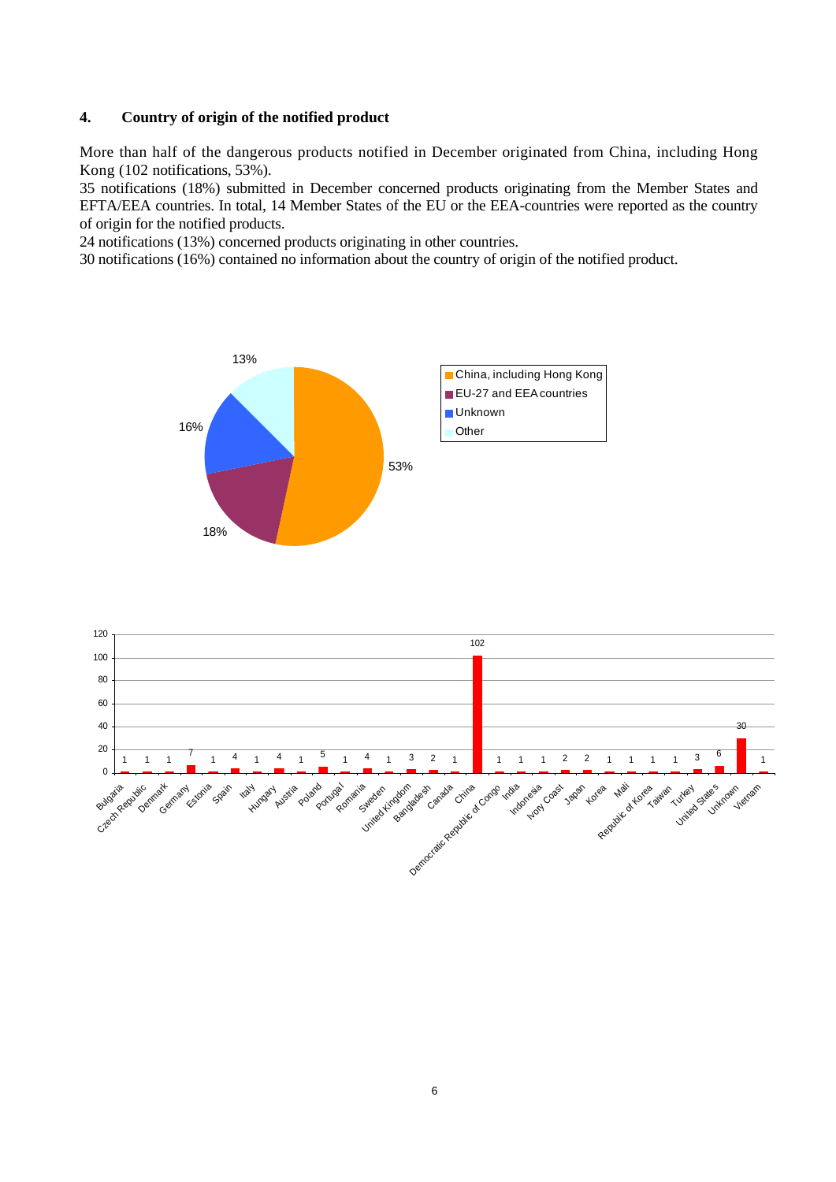## 4. Country of origin of the notified product

More than half of the dangerous products notified in December originated from China, including Hong Kong (102 notifications, 53%).
35 notifications (18%) submitted in December concerned products originating from the Member States and EFTA/EEA countries. In total, 14 Member States of the EU or the EEA-countries were reported as the country of origin for the notified products.
24 notifications (13%) concerned products originating in other countries.
30 notifications (16%) contained no information about the country of origin of the notified product.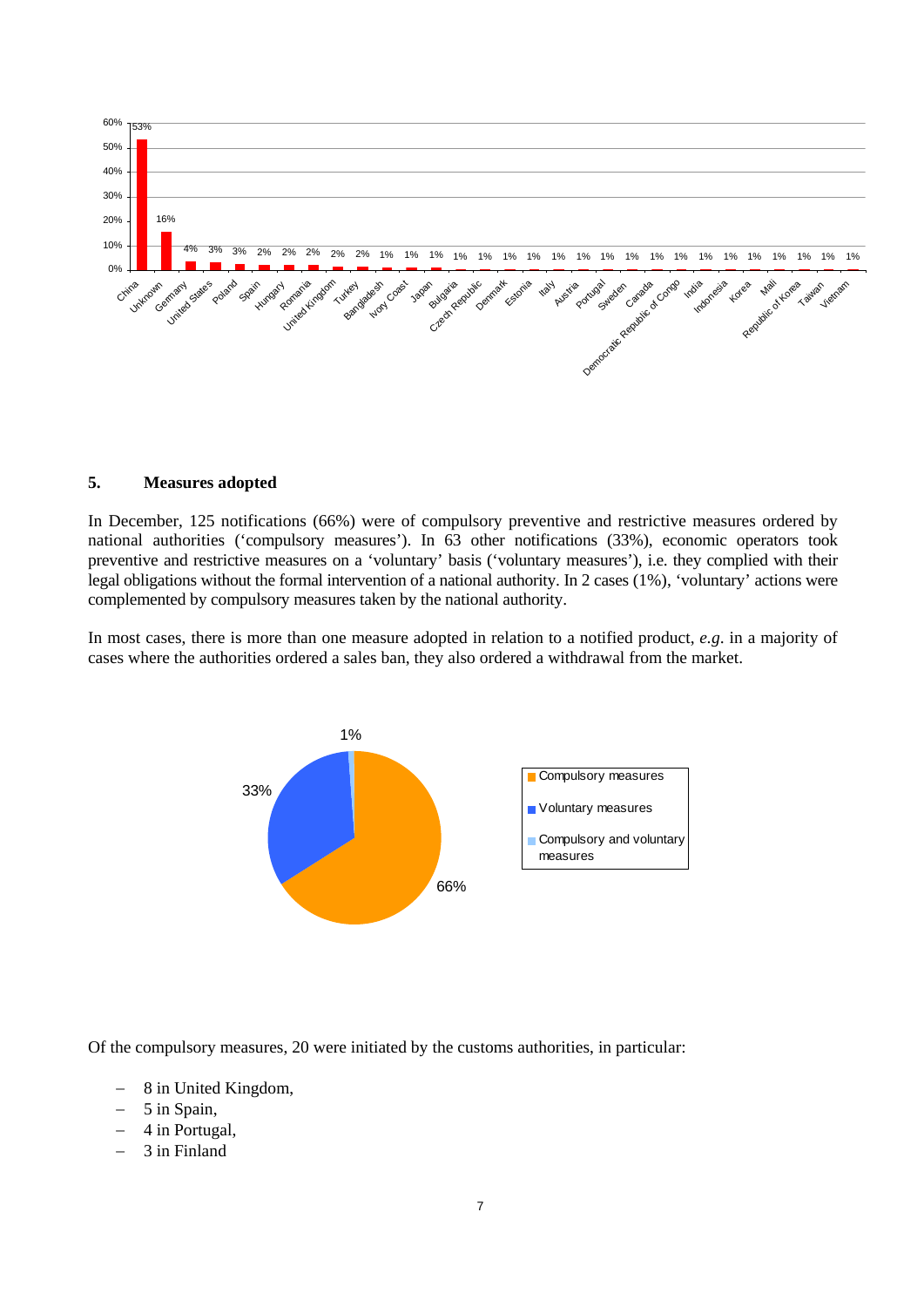## 5. Measures adopted

In December, 125 notifications (66%) were of compulsory preventive and restrictive measures ordered by national authorities (‘compulsory measures’). In 63 other notifications (33%), economic operators took preventive and restrictive measures on a ‘voluntary’ basis (‘voluntary measures’), i.e. they complied with their legal obligations without the formal intervention of a national authority. In 2 cases (1%), ‘voluntary’ actions were complemented by compulsory measures taken by the national authority.

In most cases, there is more than one measure adopted in relation to a notified product, *e.g.* in a majority of cases where the authorities ordered a sales ban, they also ordered a withdrawal from the market.

Of the compulsory measures, 20 were initiated by the customs authorities, in particular:

- 8 in United Kingdom,
- 5 in Spain,
- 4 in Portugal,
- 3 in Finland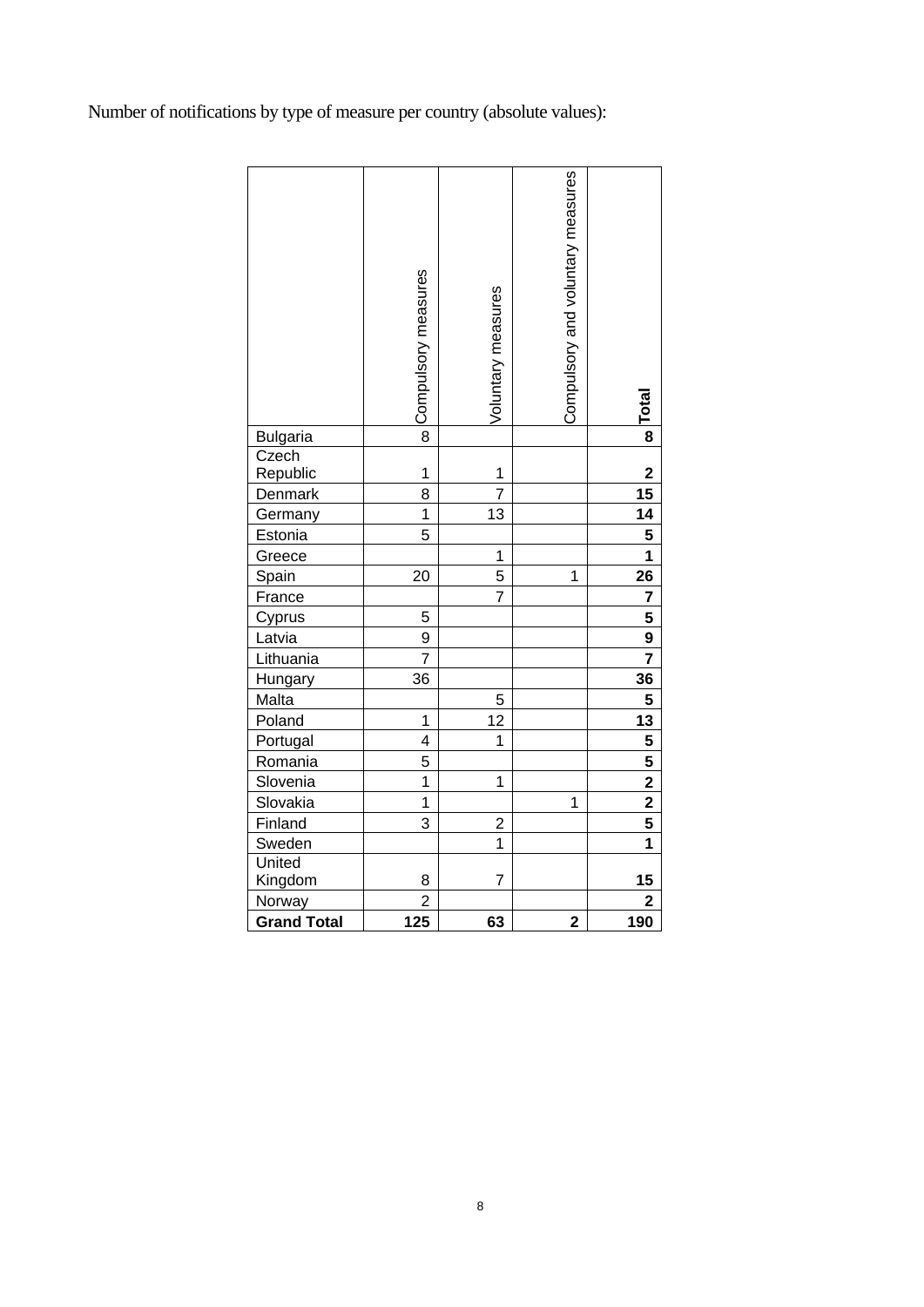Number of notifications by type of measure per country (absolute values):

| | Compulsory measures | Voluntary measures | Compulsory and voluntary measures | **Total** |
|---|---|---|---|---|
| Bulgaria | 8 | | | **8** |
| Czech Republic | 1 | 1 | | **2** |
| Denmark | 8 | 7 | | **15** |
| Germany | 1 | 13 | | **14** |
| Estonia | 5 | | | **5** |
| Greece | | 1 | | **1** |
| Spain | 20 | 5 | 1 | **26** |
| France | | 7 | | **7** |
| Cyprus | 5 | | | **5** |
| Latvia | 9 | | | **9** |
| Lithuania | 7 | | | **7** |
| Hungary | 36 | | | **36** |
| Malta | | 5 | | **5** |
| Poland | 1 | 12 | | **13** |
| Portugal | 4 | 1 | | **5** |
| Romania | 5 | | | **5** |
| Slovenia | 1 | 1 | | **2** |
| Slovakia | 1 | | 1 | **2** |
| Finland | 3 | 2 | | **5** |
| Sweden | | 1 | | **1** |
| United Kingdom | 8 | 7 | | **15** |
| Norway | 2 | | | **2** |
| **Grand Total** | **125** | **63** | **2** | **190** |